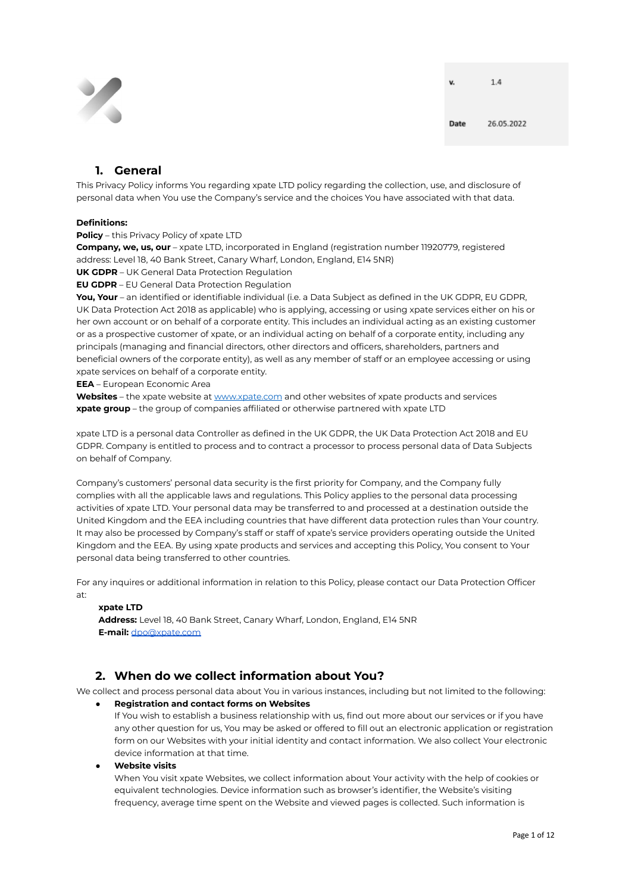| v. | 1.4 |
| --- | --- |
| Date | 26.05.2022 |

## 1. General

This Privacy Policy informs You regarding xpate LTD policy regarding the collection, use, and disclosure of personal data when You use the Company's service and the choices You have associated with that data.

**Definitions:**
**Policy** – this Privacy Policy of xpate LTD
**Company, we, us, our** – xpate LTD, incorporated in England (registration number 11920779, registered address: Level 18, 40 Bank Street, Canary Wharf, London, England, E14 5NR)
**UK GDPR** – UK General Data Protection Regulation
**EU GDPR** – EU General Data Protection Regulation
**You, Your** – an identified or identifiable individual (i.e. a Data Subject as defined in the UK GDPR, EU GDPR, UK Data Protection Act 2018 as applicable) who is applying, accessing or using xpate services either on his or her own account or on behalf of a corporate entity. This includes an individual acting as an existing customer or as a prospective customer of xpate, or an individual acting on behalf of a corporate entity, including any principals (managing and financial directors, other directors and officers, shareholders, partners and beneficial owners of the corporate entity), as well as any member of staff or an employee accessing or using xpate services on behalf of a corporate entity.
**EEA** – European Economic Area
**Websites** – the xpate website at www.xpate.com and other websites of xpate products and services
**xpate group** – the group of companies affiliated or otherwise partnered with xpate LTD

xpate LTD is a personal data Controller as defined in the UK GDPR, the UK Data Protection Act 2018 and EU GDPR. Company is entitled to process and to contract a processor to process personal data of Data Subjects on behalf of Company.

Company's customers' personal data security is the first priority for Company, and the Company fully complies with all the applicable laws and regulations. This Policy applies to the personal data processing activities of xpate LTD. Your personal data may be transferred to and processed at a destination outside the United Kingdom and the EEA including countries that have different data protection rules than Your country. It may also be processed by Company's staff or staff of xpate's service providers operating outside the United Kingdom and the EEA. By using xpate products and services and accepting this Policy, You consent to Your personal data being transferred to other countries.

For any inquires or additional information in relation to this Policy, please contact our Data Protection Officer at:

> **xpate LTD**
> **Address:** Level 18, 40 Bank Street, Canary Wharf, London, England, E14 5NR
> **E-mail:** dpo@xpate.com

## 2. When do we collect information about You?

We collect and process personal data about You in various instances, including but not limited to the following:

- **Registration and contact forms on Websites**
  If You wish to establish a business relationship with us, find out more about our services or if you have any other question for us, You may be asked or offered to fill out an electronic application or registration form on our Websites with your initial identity and contact information. We also collect Your electronic device information at that time.
- **Website visits**
  When You visit xpate Websites, we collect information about Your activity with the help of cookies or equivalent technologies. Device information such as browser's identifier, the Website's visiting frequency, average time spent on the Website and viewed pages is collected. Such information is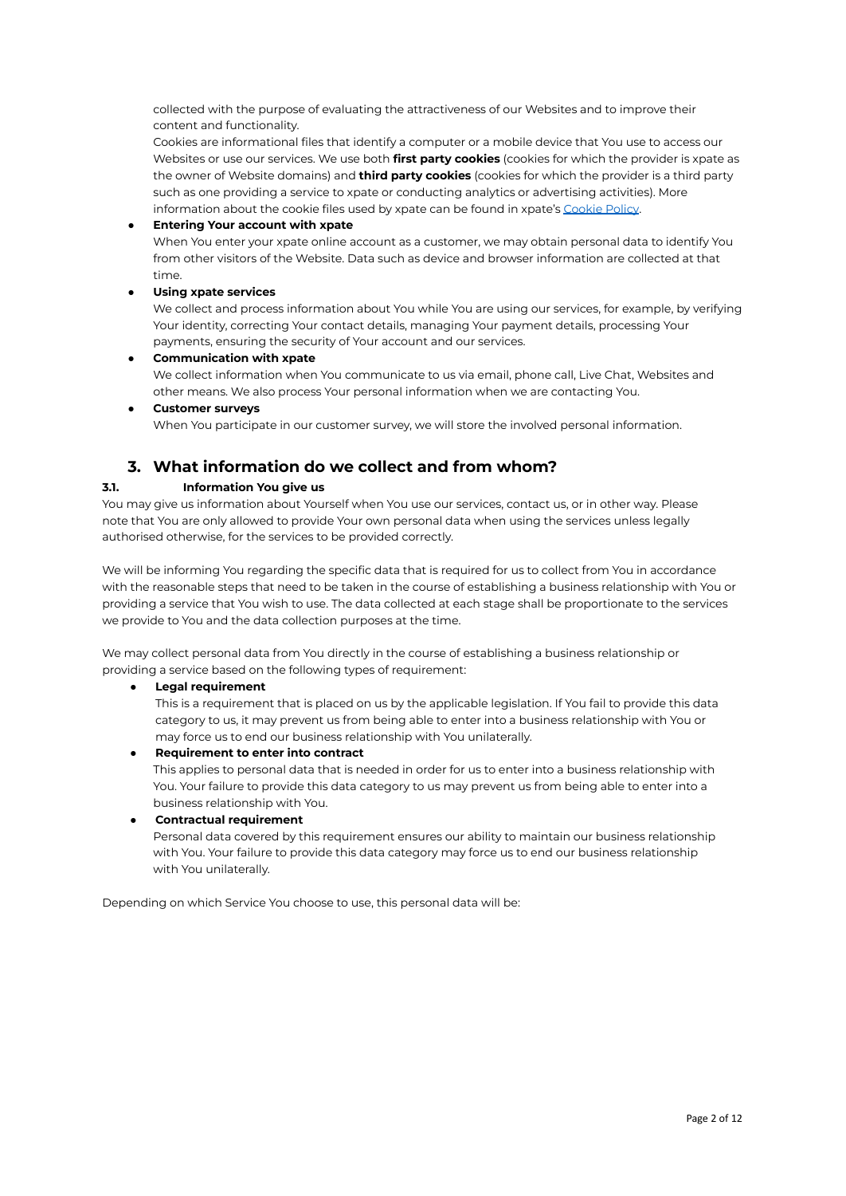collected with the purpose of evaluating the attractiveness of our Websites and to improve their content and functionality.

Cookies are informational files that identify a computer or a mobile device that You use to access our Websites or use our services. We use both **first party cookies** (cookies for which the provider is xpate as the owner of Website domains) and **third party cookies** (cookies for which the provider is a third party such as one providing a service to xpate or conducting analytics or advertising activities). More information about the cookie files used by xpate can be found in xpate's Cookie Policy.

- **Entering Your account with xpate**
  When You enter your xpate online account as a customer, we may obtain personal data to identify You from other visitors of the Website. Data such as device and browser information are collected at that time.
- **Using xpate services**
  We collect and process information about You while You are using our services, for example, by verifying Your identity, correcting Your contact details, managing Your payment details, processing Your payments, ensuring the security of Your account and our services.
- **Communication with xpate**
  We collect information when You communicate to us via email, phone call, Live Chat, Websites and other means. We also process Your personal information when we are contacting You.
- **Customer surveys**
  When You participate in our customer survey, we will store the involved personal information.

## 3. What information do we collect and from whom?

### 3.1. Information You give us

You may give us information about Yourself when You use our services, contact us, or in other way. Please note that You are only allowed to provide Your own personal data when using the services unless legally authorised otherwise, for the services to be provided correctly.

We will be informing You regarding the specific data that is required for us to collect from You in accordance with the reasonable steps that need to be taken in the course of establishing a business relationship with You or providing a service that You wish to use. The data collected at each stage shall be proportionate to the services we provide to You and the data collection purposes at the time.

We may collect personal data from You directly in the course of establishing a business relationship or providing a service based on the following types of requirement:

- **Legal requirement**
  This is a requirement that is placed on us by the applicable legislation. If You fail to provide this data category to us, it may prevent us from being able to enter into a business relationship with You or may force us to end our business relationship with You unilaterally.
- **Requirement to enter into contract**
  This applies to personal data that is needed in order for us to enter into a business relationship with You. Your failure to provide this data category to us may prevent us from being able to enter into a business relationship with You.
- **Contractual requirement**
  Personal data covered by this requirement ensures our ability to maintain our business relationship with You. Your failure to provide this data category may force us to end our business relationship with You unilaterally.

Depending on which Service You choose to use, this personal data will be: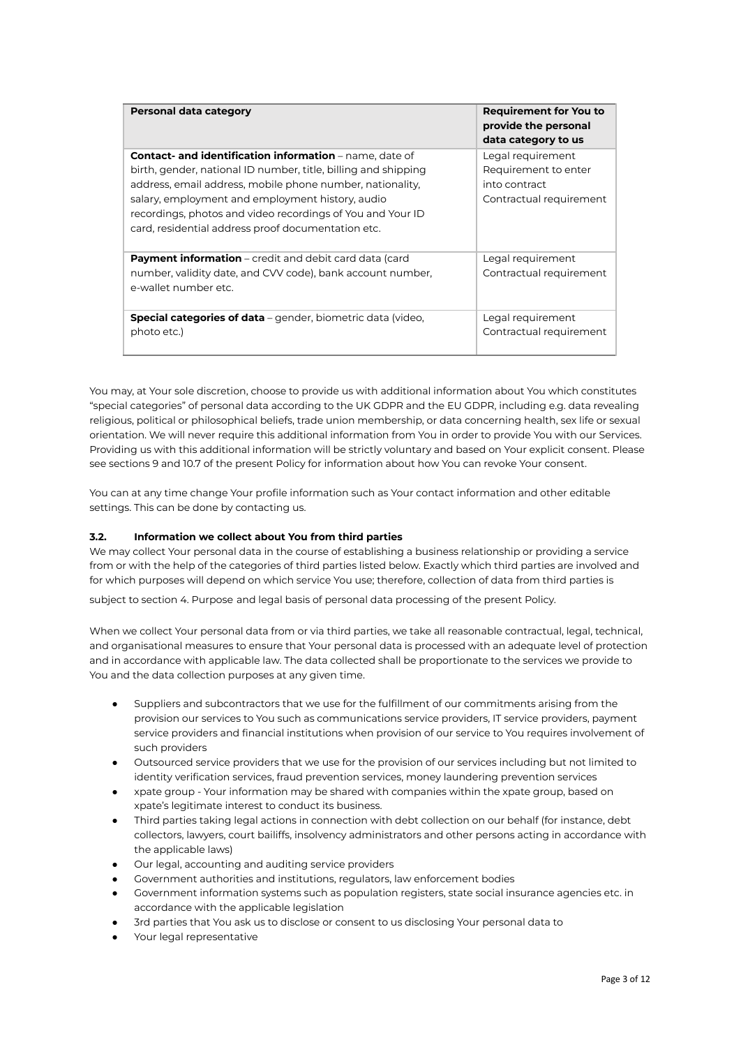| Personal data category | Requirement for You to provide the personal data category to us |
|---|---|
| **Contact- and identification information** – name, date of birth, gender, national ID number, title, billing and shipping address, email address, mobile phone number, nationality, salary, employment and employment history, audio recordings, photos and video recordings of You and Your ID card, residential address proof documentation etc. | Legal requirement<br>Requirement to enter into contract<br>Contractual requirement |
| **Payment information** – credit and debit card data (card number, validity date, and CVV code), bank account number, e-wallet number etc. | Legal requirement<br>Contractual requirement |
| **Special categories of data** – gender, biometric data (video, photo etc.) | Legal requirement<br>Contractual requirement |

You may, at Your sole discretion, choose to provide us with additional information about You which constitutes "special categories" of personal data according to the UK GDPR and the EU GDPR, including e.g. data revealing religious, political or philosophical beliefs, trade union membership, or data concerning health, sex life or sexual orientation. We will never require this additional information from You in order to provide You with our Services. Providing us with this additional information will be strictly voluntary and based on Your explicit consent. Please see sections 9 and 10.7 of the present Policy for information about how You can revoke Your consent.

You can at any time change Your profile information such as Your contact information and other editable settings. This can be done by contacting us.

### 3.2. Information we collect about You from third parties

We may collect Your personal data in the course of establishing a business relationship or providing a service from or with the help of the categories of third parties listed below. Exactly which third parties are involved and for which purposes will depend on which service You use; therefore, collection of data from third parties is subject to section 4. Purpose and legal basis of personal data processing of the present Policy.

When we collect Your personal data from or via third parties, we take all reasonable contractual, legal, technical, and organisational measures to ensure that Your personal data is processed with an adequate level of protection and in accordance with applicable law. The data collected shall be proportionate to the services we provide to You and the data collection purposes at any given time.

- Suppliers and subcontractors that we use for the fulfillment of our commitments arising from the provision our services to You such as communications service providers, IT service providers, payment service providers and financial institutions when provision of our service to You requires involvement of such providers
- Outsourced service providers that we use for the provision of our services including but not limited to identity verification services, fraud prevention services, money laundering prevention services
- xpate group - Your information may be shared with companies within the xpate group, based on xpate's legitimate interest to conduct its business.
- Third parties taking legal actions in connection with debt collection on our behalf (for instance, debt collectors, lawyers, court bailiffs, insolvency administrators and other persons acting in accordance with the applicable laws)
- Our legal, accounting and auditing service providers
- Government authorities and institutions, regulators, law enforcement bodies
- Government information systems such as population registers, state social insurance agencies etc. in accordance with the applicable legislation
- 3rd parties that You ask us to disclose or consent to us disclosing Your personal data to
- Your legal representative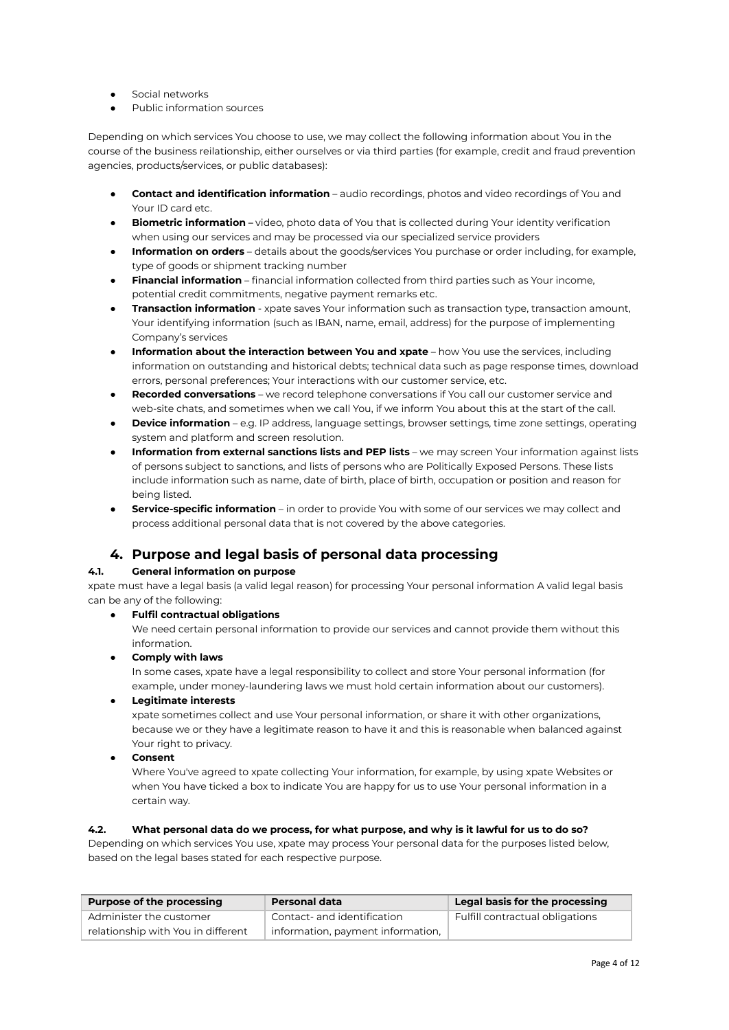- Social networks
- Public information sources

Depending on which services You choose to use, we may collect the following information about You in the course of the business reilationship, either ourselves or via third parties (for example, credit and fraud prevention agencies, products/services, or public databases):

- **Contact and identification information** – audio recordings, photos and video recordings of You and Your ID card etc.
- **Biometric information** – video, photo data of You that is collected during Your identity verification when using our services and may be processed via our specialized service providers
- **Information on orders** – details about the goods/services You purchase or order including, for example, type of goods or shipment tracking number
- **Financial information** – financial information collected from third parties such as Your income, potential credit commitments, negative payment remarks etc.
- **Transaction information** - xpate saves Your information such as transaction type, transaction amount, Your identifying information (such as IBAN, name, email, address) for the purpose of implementing Company's services
- **Information about the interaction between You and xpate** – how You use the services, including information on outstanding and historical debts; technical data such as page response times, download errors, personal preferences; Your interactions with our customer service, etc.
- **Recorded conversations** – we record telephone conversations if You call our customer service and web-site chats, and sometimes when we call You, if we inform You about this at the start of the call.
- **Device information** – e.g. IP address, language settings, browser settings, time zone settings, operating system and platform and screen resolution.
- **Information from external sanctions lists and PEP lists** – we may screen Your information against lists of persons subject to sanctions, and lists of persons who are Politically Exposed Persons. These lists include information such as name, date of birth, place of birth, occupation or position and reason for being listed.
- **Service-specific information** – in order to provide You with some of our services we may collect and process additional personal data that is not covered by the above categories.

# 4. Purpose and legal basis of personal data processing

### 4.1. General information on purpose

xpate must have a legal basis (a valid legal reason) for processing Your personal information A valid legal basis can be any of the following:

- **Fulfil contractual obligations**
  We need certain personal information to provide our services and cannot provide them without this information.
- **Comply with laws**
  In some cases, xpate have a legal responsibility to collect and store Your personal information (for example, under money-laundering laws we must hold certain information about our customers).
- **Legitimate interests**
  xpate sometimes collect and use Your personal information, or share it with other organizations, because we or they have a legitimate reason to have it and this is reasonable when balanced against Your right to privacy.
- **Consent**
  Where You've agreed to xpate collecting Your information, for example, by using xpate Websites or when You have ticked a box to indicate You are happy for us to use Your personal information in a certain way.

### 4.2. What personal data do we process, for what purpose, and why is it lawful for us to do so?

Depending on which services You use, xpate may process Your personal data for the purposes listed below, based on the legal bases stated for each respective purpose.

| Purpose of the processing | Personal data | Legal basis for the processing |
|---|---|---|
| Administer the customer relationship with You in different | Contact- and identification information, payment information, | Fulfill contractual obligations |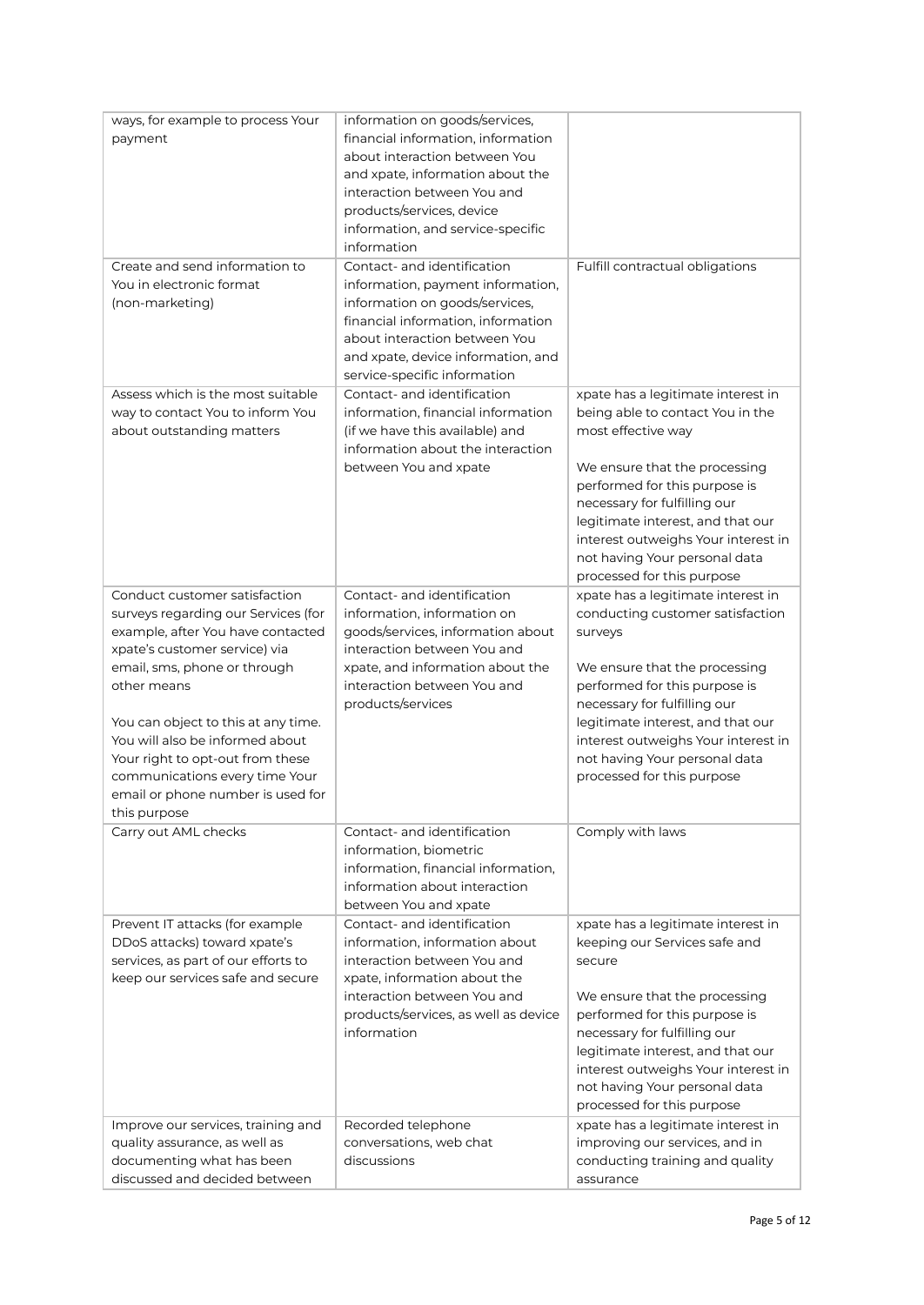| | | |
|---|---|---|
| ways, for example to process Your payment | information on goods/services, financial information, information about interaction between You and xpate, information about the interaction between You and products/services, device information, and service-specific information | |
| Create and send information to You in electronic format (non-marketing) | Contact- and identification information, payment information, information on goods/services, financial information, information about interaction between You and xpate, device information, and service-specific information | Fulfill contractual obligations |
| Assess which is the most suitable way to contact You to inform You about outstanding matters | Contact- and identification information, financial information (if we have this available) and information about the interaction between You and xpate | xpate has a legitimate interest in being able to contact You in the most effective way<br><br>We ensure that the processing performed for this purpose is necessary for fulfilling our legitimate interest, and that our interest outweighs Your interest in not having Your personal data processed for this purpose |
| Conduct customer satisfaction surveys regarding our Services (for example, after You have contacted xpate's customer service) via email, sms, phone or through other means<br><br>You can object to this at any time. You will also be informed about Your right to opt-out from these communications every time Your email or phone number is used for this purpose | Contact- and identification information, information on goods/services, information about interaction between You and xpate, and information about the interaction between You and products/services | xpate has a legitimate interest in conducting customer satisfaction surveys<br><br>We ensure that the processing performed for this purpose is necessary for fulfilling our legitimate interest, and that our interest outweighs Your interest in not having Your personal data processed for this purpose |
| Carry out AML checks | Contact- and identification information, biometric information, financial information, information about interaction between You and xpate | Comply with laws |
| Prevent IT attacks (for example DDoS attacks) toward xpate's services, as part of our efforts to keep our services safe and secure | Contact- and identification information, information about interaction between You and xpate, information about the interaction between You and products/services, as well as device information | xpate has a legitimate interest in keeping our Services safe and secure<br><br>We ensure that the processing performed for this purpose is necessary for fulfilling our legitimate interest, and that our interest outweighs Your interest in not having Your personal data processed for this purpose |
| Improve our services, training and quality assurance, as well as documenting what has been discussed and decided between | Recorded telephone conversations, web chat discussions | xpate has a legitimate interest in improving our services, and in conducting training and quality assurance |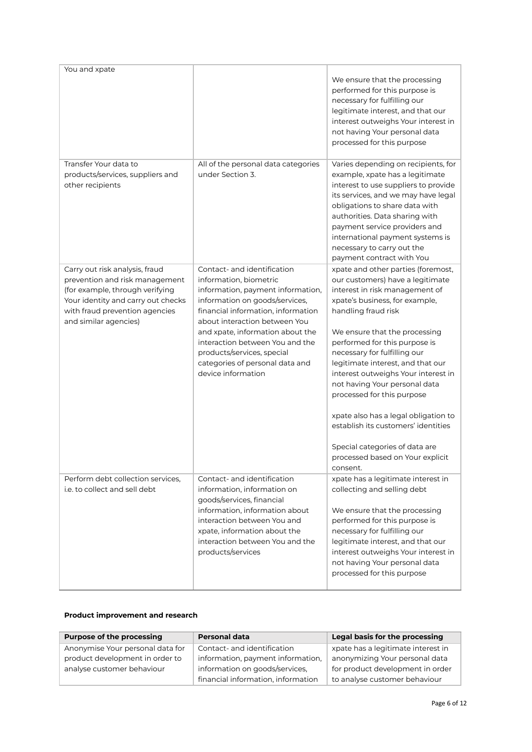| | | |
|---|---|---|
| You and xpate | | We ensure that the processing performed for this purpose is necessary for fulfilling our legitimate interest, and that our interest outweighs Your interest in not having Your personal data processed for this purpose |
| Transfer Your data to products/services, suppliers and other recipients | All of the personal data categories under Section 3. | Varies depending on recipients, for example, xpate has a legitimate interest to use suppliers to provide its services, and we may have legal obligations to share data with authorities. Data sharing with payment service providers and international payment systems is necessary to carry out the payment contract with You |
| Carry out risk analysis, fraud prevention and risk management (for example, through verifying Your identity and carry out checks with fraud prevention agencies and similar agencies) | Contact- and identification information, biometric information, payment information, information on goods/services, financial information, information about interaction between You and xpate, information about the interaction between You and the products/services, special categories of personal data and device information | xpate and other parties (foremost, our customers) have a legitimate interest in risk management of xpate's business, for example, handling fraud risk<br><br>We ensure that the processing performed for this purpose is necessary for fulfilling our legitimate interest, and that our interest outweighs Your interest in not having Your personal data processed for this purpose<br><br>xpate also has a legal obligation to establish its customers' identities<br><br>Special categories of data are processed based on Your explicit consent. |
| Perform debt collection services, i.e. to collect and sell debt | Contact- and identification information, information on goods/services, financial information, information about interaction between You and xpate, information about the interaction between You and the products/services | xpate has a legitimate interest in collecting and selling debt<br><br>We ensure that the processing performed for this purpose is necessary for fulfilling our legitimate interest, and that our interest outweighs Your interest in not having Your personal data processed for this purpose |

**Product improvement and research**

| Purpose of the processing | Personal data | Legal basis for the processing |
|---|---|---|
| Anonymise Your personal data for product development in order to analyse customer behaviour | Contact- and identification information, payment information, information on goods/services, financial information, information | xpate has a legitimate interest in anonymizing Your personal data for product development in order to analyse customer behaviour |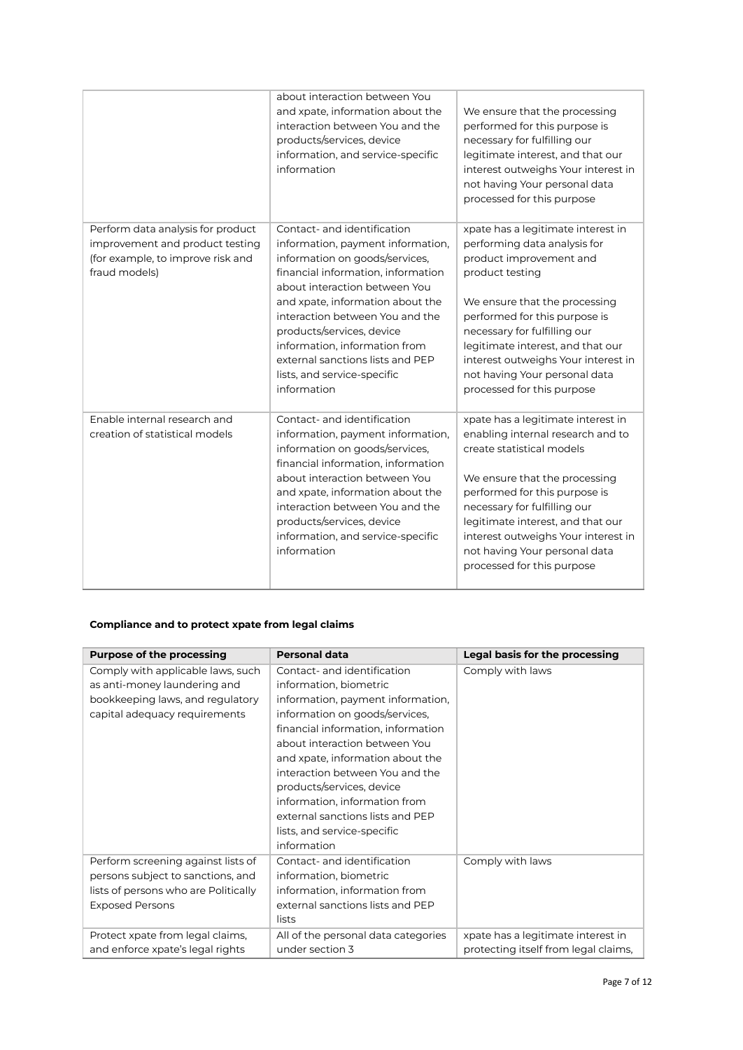| | | |
|---|---|---|
| | about interaction between You and xpate, information about the interaction between You and the products/services, device information, and service-specific information | We ensure that the processing performed for this purpose is necessary for fulfilling our legitimate interest, and that our interest outweighs Your interest in not having Your personal data processed for this purpose |
| Perform data analysis for product improvement and product testing (for example, to improve risk and fraud models) | Contact- and identification information, payment information, information on goods/services, financial information, information about interaction between You and xpate, information about the interaction between You and the products/services, device information, information from external sanctions lists and PEP lists, and service-specific information | xpate has a legitimate interest in performing data analysis for product improvement and product testing<br><br>We ensure that the processing performed for this purpose is necessary for fulfilling our legitimate interest, and that our interest outweighs Your interest in not having Your personal data processed for this purpose |
| Enable internal research and creation of statistical models | Contact- and identification information, payment information, information on goods/services, financial information, information about interaction between You and xpate, information about the interaction between You and the products/services, device information, and service-specific information | xpate has a legitimate interest in enabling internal research and to create statistical models<br><br>We ensure that the processing performed for this purpose is necessary for fulfilling our legitimate interest, and that our interest outweighs Your interest in not having Your personal data processed for this purpose |

**Compliance and to protect xpate from legal claims**

| Purpose of the processing | Personal data | Legal basis for the processing |
|---|---|---|
| Comply with applicable laws, such as anti-money laundering and bookkeeping laws, and regulatory capital adequacy requirements | Contact- and identification information, biometric information, payment information, information on goods/services, financial information, information about interaction between You and xpate, information about the interaction between You and the products/services, device information, information from external sanctions lists and PEP lists, and service-specific information | Comply with laws |
| Perform screening against lists of persons subject to sanctions, and lists of persons who are Politically Exposed Persons | Contact- and identification information, biometric information, information from external sanctions lists and PEP lists | Comply with laws |
| Protect xpate from legal claims, and enforce xpate's legal rights | All of the personal data categories under section 3 | xpate has a legitimate interest in protecting itself from legal claims, |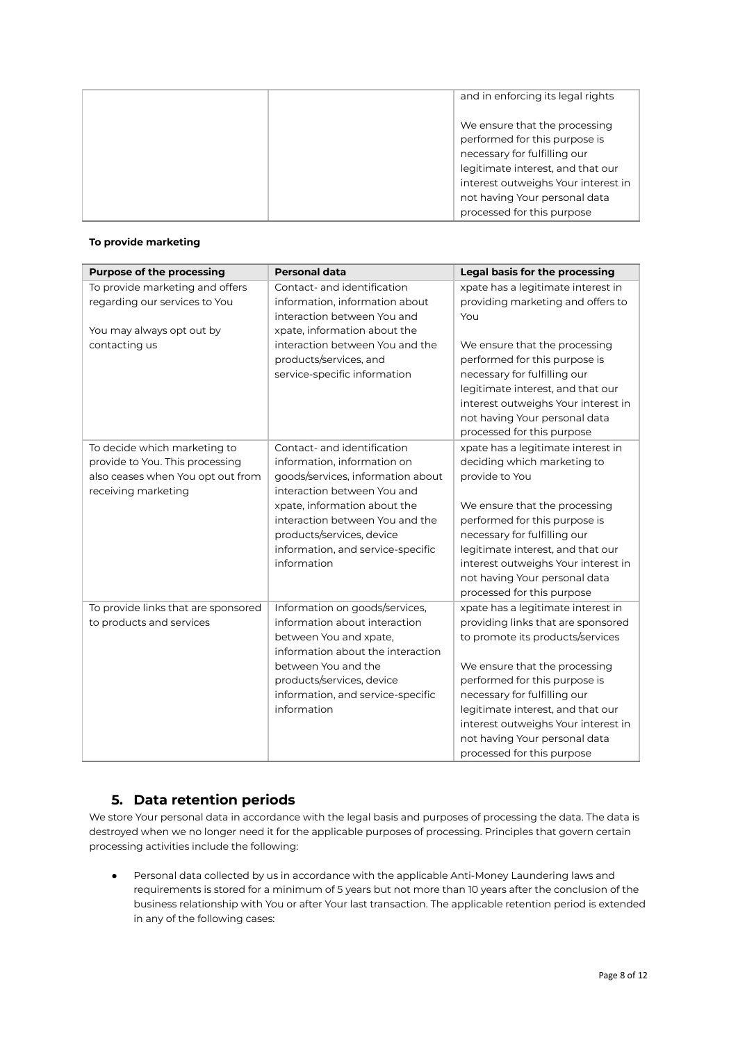|  |  | and in enforcing its legal rights<br><br>We ensure that the processing performed for this purpose is necessary for fulfilling our legitimate interest, and that our interest outweighs Your interest in not having Your personal data processed for this purpose |
|---|---|---|

**To provide marketing**

| Purpose of the processing | Personal data | Legal basis for the processing |
|---|---|---|
| To provide marketing and offers regarding our services to You<br><br>You may always opt out by contacting us | Contact- and identification information, information about interaction between You and xpate, information about the interaction between You and the products/services, and service-specific information | xpate has a legitimate interest in providing marketing and offers to You<br><br>We ensure that the processing performed for this purpose is necessary for fulfilling our legitimate interest, and that our interest outweighs Your interest in not having Your personal data processed for this purpose |
| To decide which marketing to provide to You. This processing also ceases when You opt out from receiving marketing | Contact- and identification information, information on goods/services, information about interaction between You and xpate, information about the interaction between You and the products/services, device information, and service-specific information | xpate has a legitimate interest in deciding which marketing to provide to You<br><br>We ensure that the processing performed for this purpose is necessary for fulfilling our legitimate interest, and that our interest outweighs Your interest in not having Your personal data processed for this purpose |
| To provide links that are sponsored to products and services | Information on goods/services, information about interaction between You and xpate, information about the interaction between You and the products/services, device information, and service-specific information | xpate has a legitimate interest in providing links that are sponsored to promote its products/services<br><br>We ensure that the processing performed for this purpose is necessary for fulfilling our legitimate interest, and that our interest outweighs Your interest in not having Your personal data processed for this purpose |

## 5. Data retention periods

We store Your personal data in accordance with the legal basis and purposes of processing the data. The data is destroyed when we no longer need it for the applicable purposes of processing. Principles that govern certain processing activities include the following:

- Personal data collected by us in accordance with the applicable Anti-Money Laundering laws and requirements is stored for a minimum of 5 years but not more than 10 years after the conclusion of the business relationship with You or after Your last transaction. The applicable retention period is extended in any of the following cases: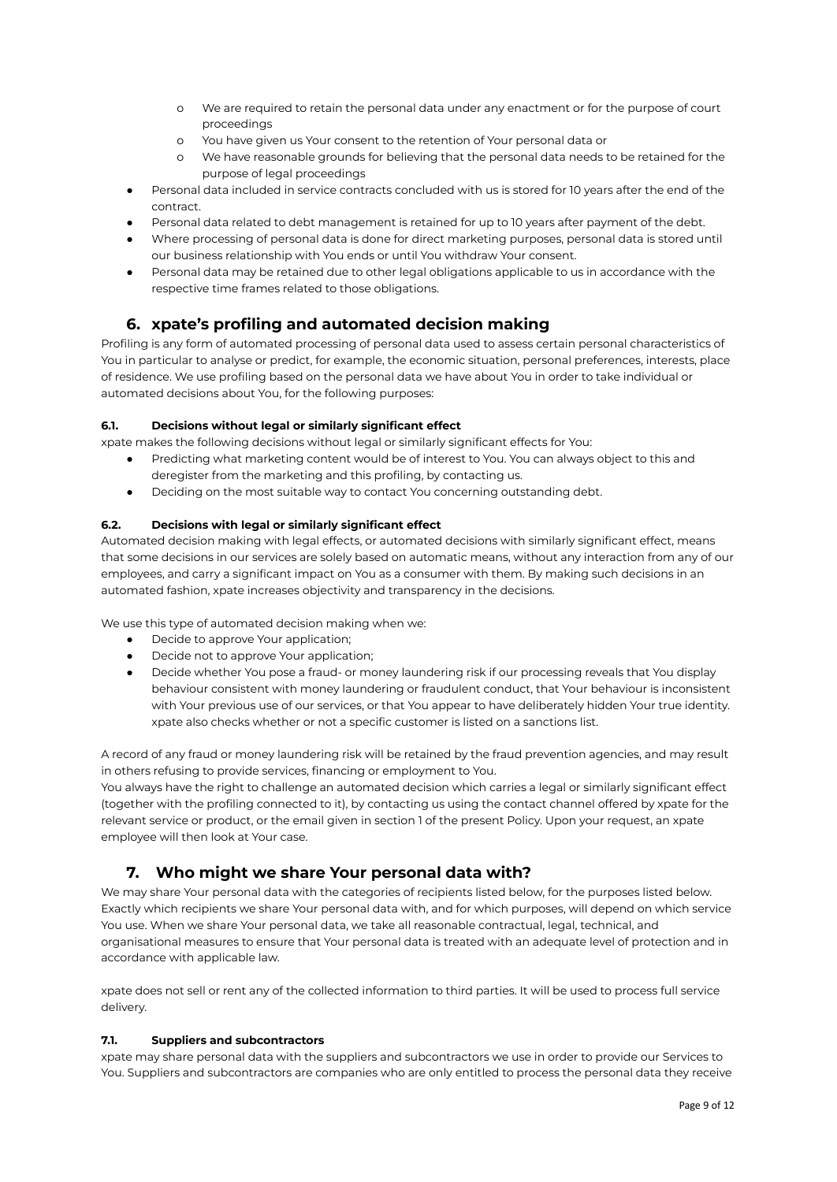- We are required to retain the personal data under any enactment or for the purpose of court proceedings
  - You have given us Your consent to the retention of Your personal data or
  - We have reasonable grounds for believing that the personal data needs to be retained for the purpose of legal proceedings
- Personal data included in service contracts concluded with us is stored for 10 years after the end of the contract.
- Personal data related to debt management is retained for up to 10 years after payment of the debt.
- Where processing of personal data is done for direct marketing purposes, personal data is stored until our business relationship with You ends or until You withdraw Your consent.
- Personal data may be retained due to other legal obligations applicable to us in accordance with the respective time frames related to those obligations.

## 6. xpate's profiling and automated decision making

Profiling is any form of automated processing of personal data used to assess certain personal characteristics of You in particular to analyse or predict, for example, the economic situation, personal preferences, interests, place of residence. We use profiling based on the personal data we have about You in order to take individual or automated decisions about You, for the following purposes:

### 6.1. Decisions without legal or similarly significant effect

xpate makes the following decisions without legal or similarly significant effects for You:

- Predicting what marketing content would be of interest to You. You can always object to this and deregister from the marketing and this profiling, by contacting us.
- Deciding on the most suitable way to contact You concerning outstanding debt.

### 6.2. Decisions with legal or similarly significant effect

Automated decision making with legal effects, or automated decisions with similarly significant effect, means that some decisions in our services are solely based on automatic means, without any interaction from any of our employees, and carry a significant impact on You as a consumer with them. By making such decisions in an automated fashion, xpate increases objectivity and transparency in the decisions.

We use this type of automated decision making when we:

- Decide to approve Your application;
- Decide not to approve Your application;
- Decide whether You pose a fraud- or money laundering risk if our processing reveals that You display behaviour consistent with money laundering or fraudulent conduct, that Your behaviour is inconsistent with Your previous use of our services, or that You appear to have deliberately hidden Your true identity. xpate also checks whether or not a specific customer is listed on a sanctions list.

A record of any fraud or money laundering risk will be retained by the fraud prevention agencies, and may result in others refusing to provide services, financing or employment to You.

You always have the right to challenge an automated decision which carries a legal or similarly significant effect (together with the profiling connected to it), by contacting us using the contact channel offered by xpate for the relevant service or product, or the email given in section 1 of the present Policy. Upon your request, an xpate employee will then look at Your case.

## 7. Who might we share Your personal data with?

We may share Your personal data with the categories of recipients listed below, for the purposes listed below. Exactly which recipients we share Your personal data with, and for which purposes, will depend on which service You use. When we share Your personal data, we take all reasonable contractual, legal, technical, and organisational measures to ensure that Your personal data is treated with an adequate level of protection and in accordance with applicable law.

xpate does not sell or rent any of the collected information to third parties. It will be used to process full service delivery.

### 7.1. Suppliers and subcontractors

xpate may share personal data with the suppliers and subcontractors we use in order to provide our Services to You. Suppliers and subcontractors are companies who are only entitled to process the personal data they receive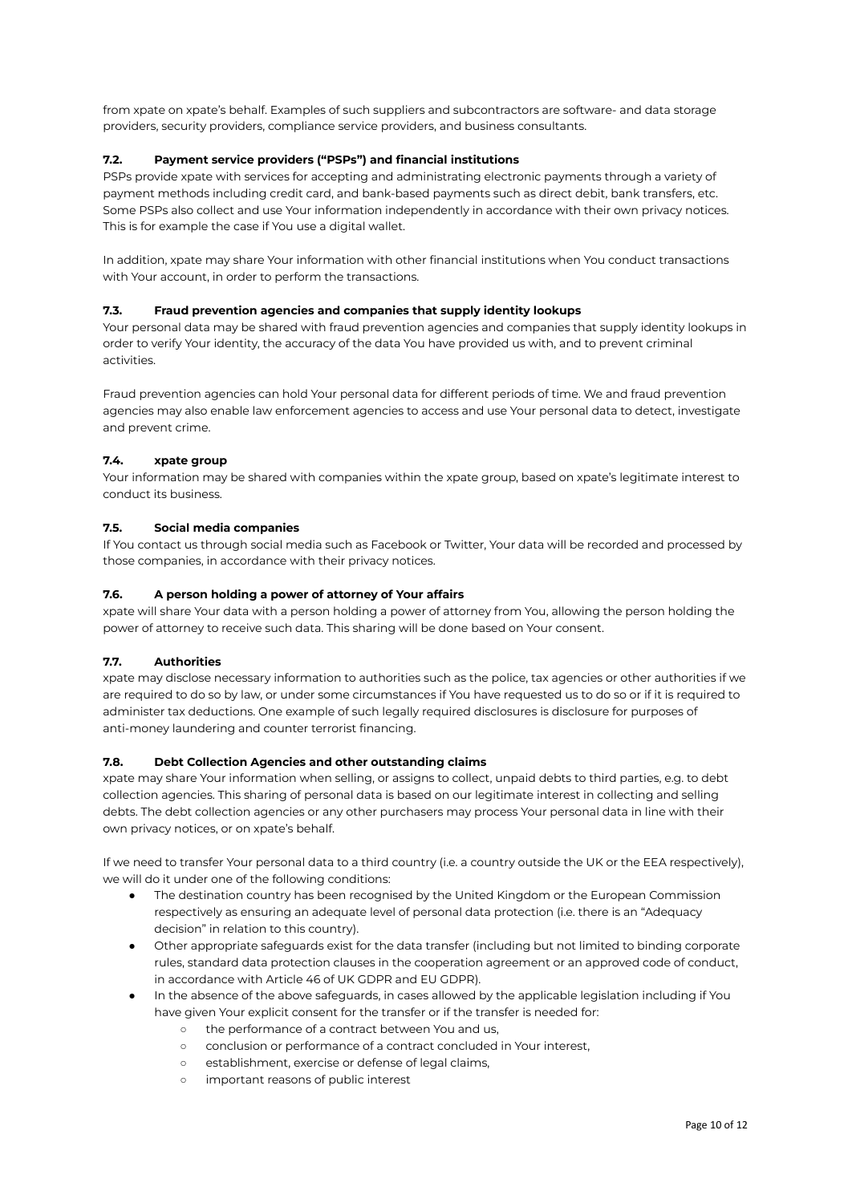from xpate on xpate's behalf. Examples of such suppliers and subcontractors are software- and data storage providers, security providers, compliance service providers, and business consultants.

### 7.2. Payment service providers ("PSPs") and financial institutions

PSPs provide xpate with services for accepting and administrating electronic payments through a variety of payment methods including credit card, and bank-based payments such as direct debit, bank transfers, etc. Some PSPs also collect and use Your information independently in accordance with their own privacy notices. This is for example the case if You use a digital wallet.

In addition, xpate may share Your information with other financial institutions when You conduct transactions with Your account, in order to perform the transactions.

### 7.3. Fraud prevention agencies and companies that supply identity lookups

Your personal data may be shared with fraud prevention agencies and companies that supply identity lookups in order to verify Your identity, the accuracy of the data You have provided us with, and to prevent criminal activities.

Fraud prevention agencies can hold Your personal data for different periods of time. We and fraud prevention agencies may also enable law enforcement agencies to access and use Your personal data to detect, investigate and prevent crime.

### 7.4. xpate group

Your information may be shared with companies within the xpate group, based on xpate's legitimate interest to conduct its business.

### 7.5. Social media companies

If You contact us through social media such as Facebook or Twitter, Your data will be recorded and processed by those companies, in accordance with their privacy notices.

### 7.6. A person holding a power of attorney of Your affairs

xpate will share Your data with a person holding a power of attorney from You, allowing the person holding the power of attorney to receive such data. This sharing will be done based on Your consent.

### 7.7. Authorities

xpate may disclose necessary information to authorities such as the police, tax agencies or other authorities if we are required to do so by law, or under some circumstances if You have requested us to do so or if it is required to administer tax deductions. One example of such legally required disclosures is disclosure for purposes of anti-money laundering and counter terrorist financing.

### 7.8. Debt Collection Agencies and other outstanding claims

xpate may share Your information when selling, or assigns to collect, unpaid debts to third parties, e.g. to debt collection agencies. This sharing of personal data is based on our legitimate interest in collecting and selling debts. The debt collection agencies or any other purchasers may process Your personal data in line with their own privacy notices, or on xpate's behalf.

If we need to transfer Your personal data to a third country (i.e. a country outside the UK or the EEA respectively), we will do it under one of the following conditions:

- The destination country has been recognised by the United Kingdom or the European Commission respectively as ensuring an adequate level of personal data protection (i.e. there is an "Adequacy decision" in relation to this country).
- Other appropriate safeguards exist for the data transfer (including but not limited to binding corporate rules, standard data protection clauses in the cooperation agreement or an approved code of conduct, in accordance with Article 46 of UK GDPR and EU GDPR).
- In the absence of the above safeguards, in cases allowed by the applicable legislation including if You have given Your explicit consent for the transfer or if the transfer is needed for:
    - the performance of a contract between You and us,
    - conclusion or performance of a contract concluded in Your interest,
    - establishment, exercise or defense of legal claims,
    - important reasons of public interest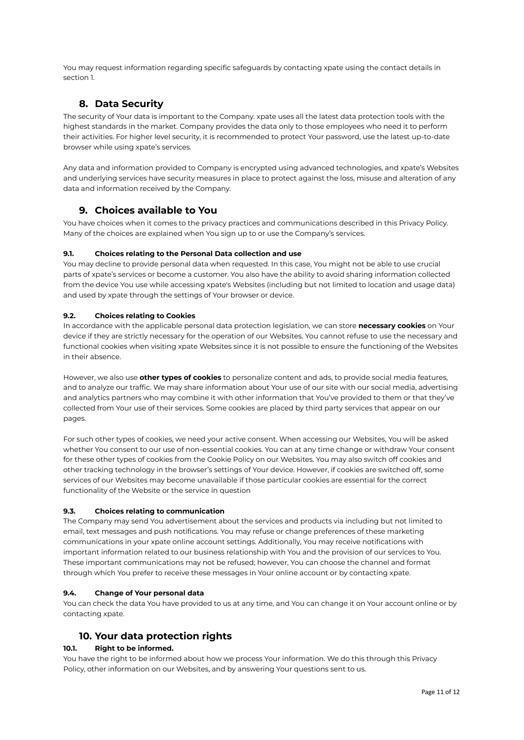You may request information regarding specific safeguards by contacting xpate using the contact details in section 1.

## 8. Data Security

The security of Your data is important to the Company. xpate uses all the latest data protection tools with the highest standards in the market. Company provides the data only to those employees who need it to perform their activities. For higher level security, it is recommended to protect Your password, use the latest up-to-date browser while using xpate's services.

Any data and information provided to Company is encrypted using advanced technologies, and xpate's Websites and underlying services have security measures in place to protect against the loss, misuse and alteration of any data and information received by the Company.

## 9. Choices available to You

You have choices when it comes to the privacy practices and communications described in this Privacy Policy. Many of the choices are explained when You sign up to or use the Company's services.

### 9.1. Choices relating to the Personal Data collection and use

You may decline to provide personal data when requested. In this case, You might not be able to use crucial parts of xpate's services or become a customer. You also have the ability to avoid sharing information collected from the device You use while accessing xpate's Websites (including but not limited to location and usage data) and used by xpate through the settings of Your browser or device.

### 9.2. Choices relating to Cookies

In accordance with the applicable personal data protection legislation, we can store **necessary cookies** on Your device if they are strictly necessary for the operation of our Websites. You cannot refuse to use the necessary and functional cookies when visiting xpate Websites since it is not possible to ensure the functioning of the Websites in their absence.

However, we also use **other types of cookies** to personalize content and ads, to provide social media features, and to analyze our traffic. We may share information about Your use of our site with our social media, advertising and analytics partners who may combine it with other information that You've provided to them or that they've collected from Your use of their services. Some cookies are placed by third party services that appear on our pages.

For such other types of cookies, we need your active consent. When accessing our Websites, You will be asked whether You consent to our use of non-essential cookies. You can at any time change or withdraw Your consent for these other types of cookies from the Cookie Policy on our Websites. You may also switch off cookies and other tracking technology in the browser's settings of Your device. However, if cookies are switched off, some services of our Websites may become unavailable if those particular cookies are essential for the correct functionality of the Website or the service in question

### 9.3. Choices relating to communication

The Company may send You advertisement about the services and products via including but not limited to email, text messages and push notifications. You may refuse or change preferences of these marketing communications in your xpate online account settings. Additionally, You may receive notifications with important information related to our business relationship with You and the provision of our services to You. These important communications may not be refused; however, You can choose the channel and format through which You prefer to receive these messages in Your online account or by contacting xpate.

### 9.4. Change of Your personal data

You can check the data You have provided to us at any time, and You can change it on Your account online or by contacting xpate.

## 10. Your data protection rights

### 10.1. Right to be informed.

You have the right to be informed about how we process Your information. We do this through this Privacy Policy, other information on our Websites, and by answering Your questions sent to us.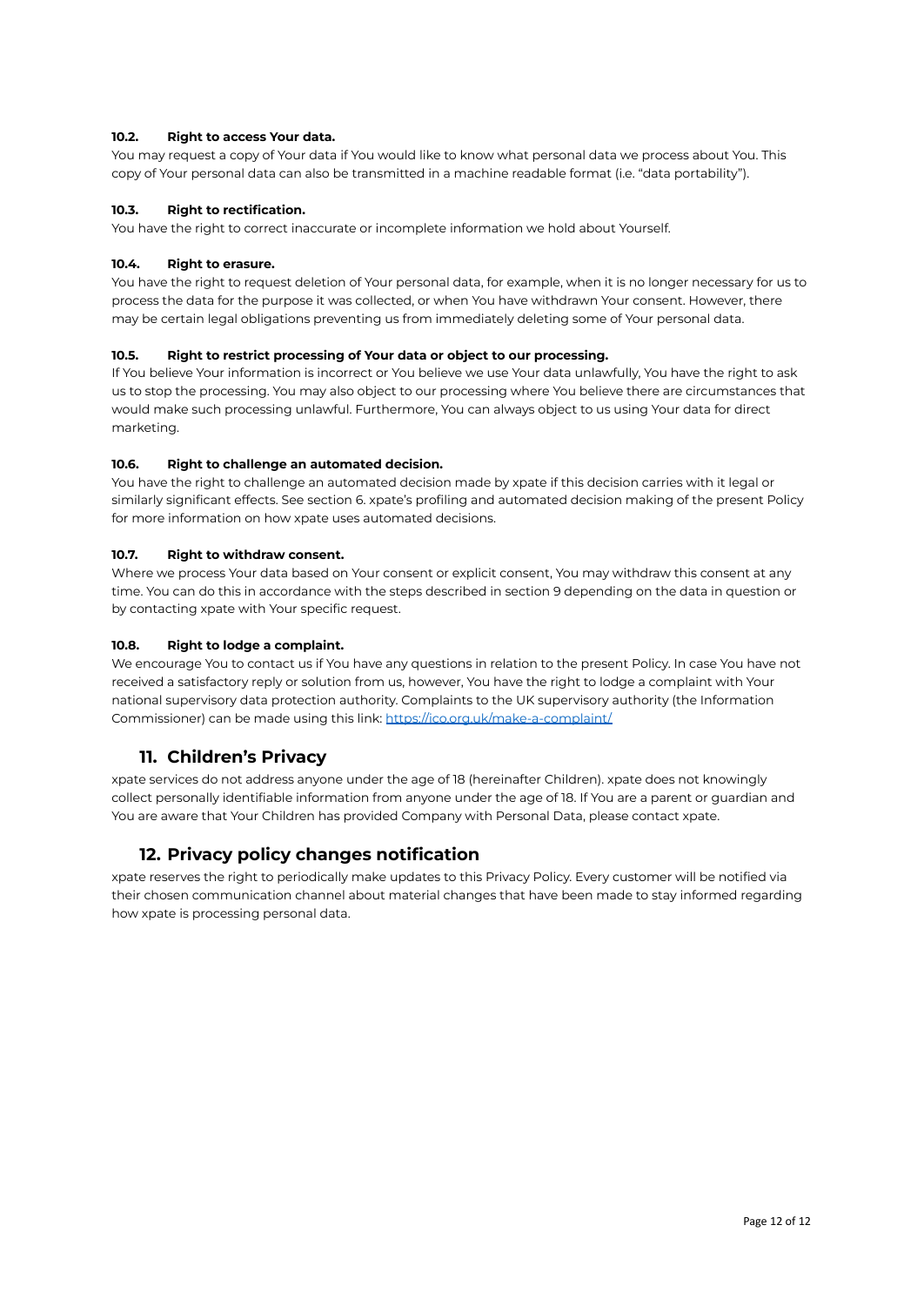#### 10.2. Right to access Your data.

You may request a copy of Your data if You would like to know what personal data we process about You. This copy of Your personal data can also be transmitted in a machine readable format (i.e. "data portability").

#### 10.3. Right to rectification.

You have the right to correct inaccurate or incomplete information we hold about Yourself.

#### 10.4. Right to erasure.

You have the right to request deletion of Your personal data, for example, when it is no longer necessary for us to process the data for the purpose it was collected, or when You have withdrawn Your consent. However, there may be certain legal obligations preventing us from immediately deleting some of Your personal data.

#### 10.5. Right to restrict processing of Your data or object to our processing.

If You believe Your information is incorrect or You believe we use Your data unlawfully, You have the right to ask us to stop the processing. You may also object to our processing where You believe there are circumstances that would make such processing unlawful. Furthermore, You can always object to us using Your data for direct marketing.

#### 10.6. Right to challenge an automated decision.

You have the right to challenge an automated decision made by xpate if this decision carries with it legal or similarly significant effects. See section 6. xpate's profiling and automated decision making of the present Policy for more information on how xpate uses automated decisions.

#### 10.7. Right to withdraw consent.

Where we process Your data based on Your consent or explicit consent, You may withdraw this consent at any time. You can do this in accordance with the steps described in section 9 depending on the data in question or by contacting xpate with Your specific request.

#### 10.8. Right to lodge a complaint.

We encourage You to contact us if You have any questions in relation to the present Policy. In case You have not received a satisfactory reply or solution from us, however, You have the right to lodge a complaint with Your national supervisory data protection authority. Complaints to the UK supervisory authority (the Information Commissioner) can be made using this link: [https://ico.org.uk/make-a-complaint/](https://ico.org.uk/make-a-complaint/)

## 11. Children's Privacy

xpate services do not address anyone under the age of 18 (hereinafter Children). xpate does not knowingly collect personally identifiable information from anyone under the age of 18. If You are a parent or guardian and You are aware that Your Children has provided Company with Personal Data, please contact xpate.

## 12. Privacy policy changes notification

xpate reserves the right to periodically make updates to this Privacy Policy. Every customer will be notified via their chosen communication channel about material changes that have been made to stay informed regarding how xpate is processing personal data.